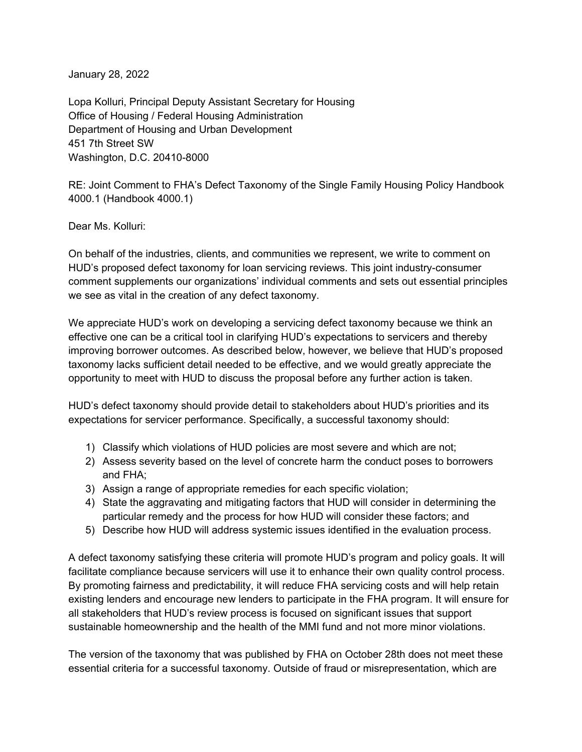January 28, 2022

Lopa Kolluri, Principal Deputy Assistant Secretary for Housing
Office of Housing / Federal Housing Administration
Department of Housing and Urban Development
451 7th Street SW
Washington, D.C. 20410-8000

RE: Joint Comment to FHA's Defect Taxonomy of the Single Family Housing Policy Handbook 4000.1 (Handbook 4000.1)

Dear Ms. Kolluri:

On behalf of the industries, clients, and communities we represent, we write to comment on HUD's proposed defect taxonomy for loan servicing reviews. This joint industry-consumer comment supplements our organizations' individual comments and sets out essential principles we see as vital in the creation of any defect taxonomy.

We appreciate HUD's work on developing a servicing defect taxonomy because we think an effective one can be a critical tool in clarifying HUD's expectations to servicers and thereby improving borrower outcomes. As described below, however, we believe that HUD's proposed taxonomy lacks sufficient detail needed to be effective, and we would greatly appreciate the opportunity to meet with HUD to discuss the proposal before any further action is taken.

HUD's defect taxonomy should provide detail to stakeholders about HUD's priorities and its expectations for servicer performance. Specifically, a successful taxonomy should:

1) Classify which violations of HUD policies are most severe and which are not;
2) Assess severity based on the level of concrete harm the conduct poses to borrowers and FHA;
3) Assign a range of appropriate remedies for each specific violation;
4) State the aggravating and mitigating factors that HUD will consider in determining the particular remedy and the process for how HUD will consider these factors; and
5) Describe how HUD will address systemic issues identified in the evaluation process.

A defect taxonomy satisfying these criteria will promote HUD's program and policy goals. It will facilitate compliance because servicers will use it to enhance their own quality control process. By promoting fairness and predictability, it will reduce FHA servicing costs and will help retain existing lenders and encourage new lenders to participate in the FHA program. It will ensure for all stakeholders that HUD's review process is focused on significant issues that support sustainable homeownership and the health of the MMI fund and not more minor violations.

The version of the taxonomy that was published by FHA on October 28th does not meet these essential criteria for a successful taxonomy. Outside of fraud or misrepresentation, which are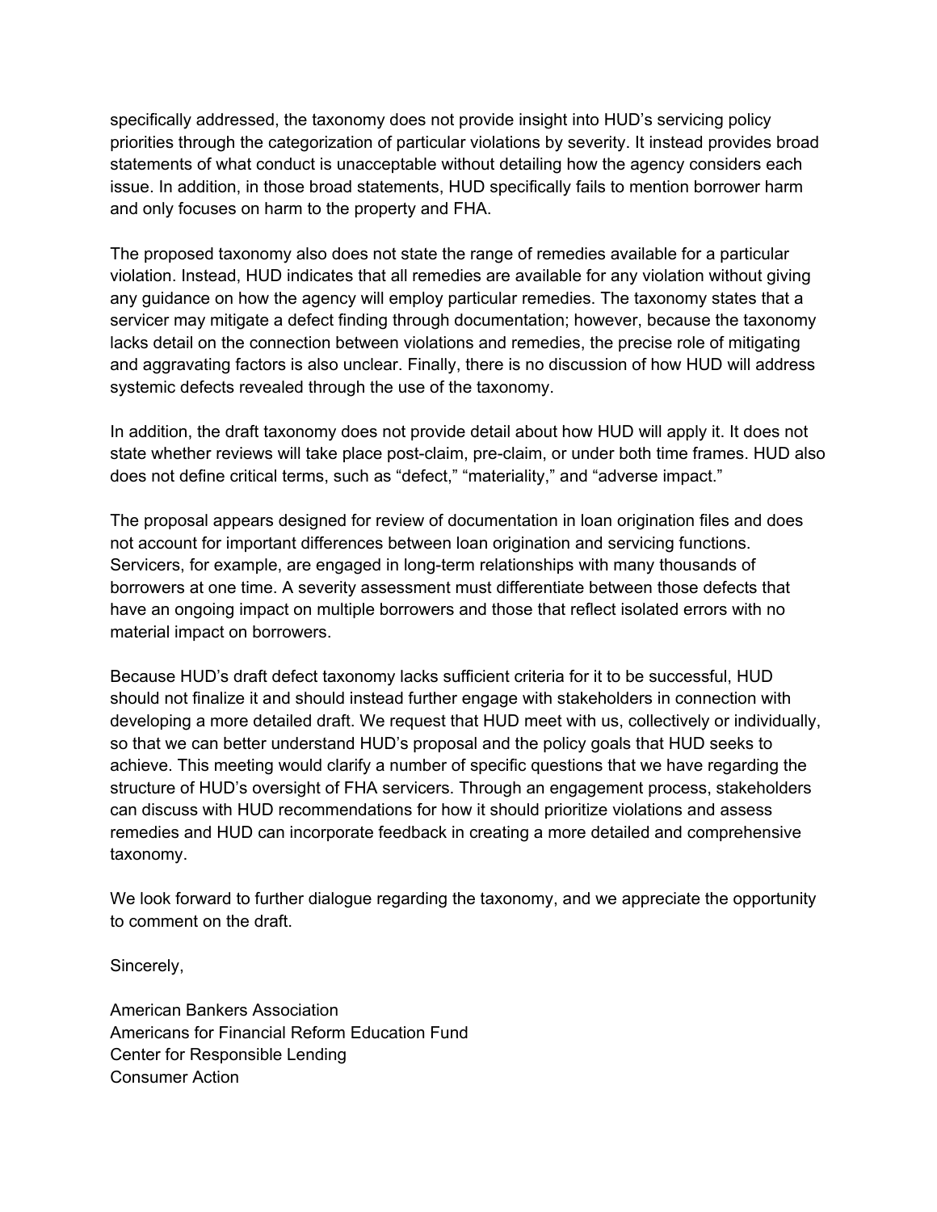specifically addressed, the taxonomy does not provide insight into HUD's servicing policy priorities through the categorization of particular violations by severity. It instead provides broad statements of what conduct is unacceptable without detailing how the agency considers each issue. In addition, in those broad statements, HUD specifically fails to mention borrower harm and only focuses on harm to the property and FHA.

The proposed taxonomy also does not state the range of remedies available for a particular violation. Instead, HUD indicates that all remedies are available for any violation without giving any guidance on how the agency will employ particular remedies. The taxonomy states that a servicer may mitigate a defect finding through documentation; however, because the taxonomy lacks detail on the connection between violations and remedies, the precise role of mitigating and aggravating factors is also unclear. Finally, there is no discussion of how HUD will address systemic defects revealed through the use of the taxonomy.

In addition, the draft taxonomy does not provide detail about how HUD will apply it. It does not state whether reviews will take place post-claim, pre-claim, or under both time frames. HUD also does not define critical terms, such as "defect," "materiality," and "adverse impact."

The proposal appears designed for review of documentation in loan origination files and does not account for important differences between loan origination and servicing functions. Servicers, for example, are engaged in long-term relationships with many thousands of borrowers at one time. A severity assessment must differentiate between those defects that have an ongoing impact on multiple borrowers and those that reflect isolated errors with no material impact on borrowers.

Because HUD's draft defect taxonomy lacks sufficient criteria for it to be successful, HUD should not finalize it and should instead further engage with stakeholders in connection with developing a more detailed draft. We request that HUD meet with us, collectively or individually, so that we can better understand HUD's proposal and the policy goals that HUD seeks to achieve. This meeting would clarify a number of specific questions that we have regarding the structure of HUD's oversight of FHA servicers. Through an engagement process, stakeholders can discuss with HUD recommendations for how it should prioritize violations and assess remedies and HUD can incorporate feedback in creating a more detailed and comprehensive taxonomy.

We look forward to further dialogue regarding the taxonomy, and we appreciate the opportunity to comment on the draft.

Sincerely,

American Bankers Association
Americans for Financial Reform Education Fund
Center for Responsible Lending
Consumer Action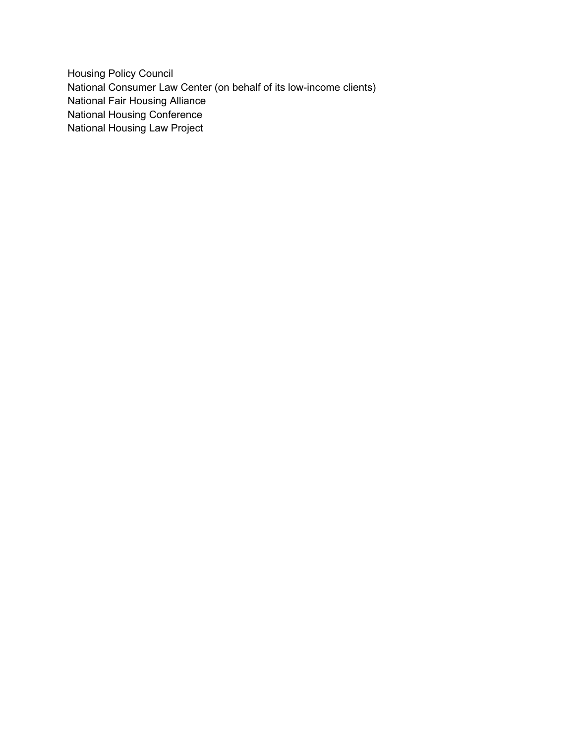Housing Policy Council
National Consumer Law Center (on behalf of its low-income clients)
National Fair Housing Alliance
National Housing Conference
National Housing Law Project